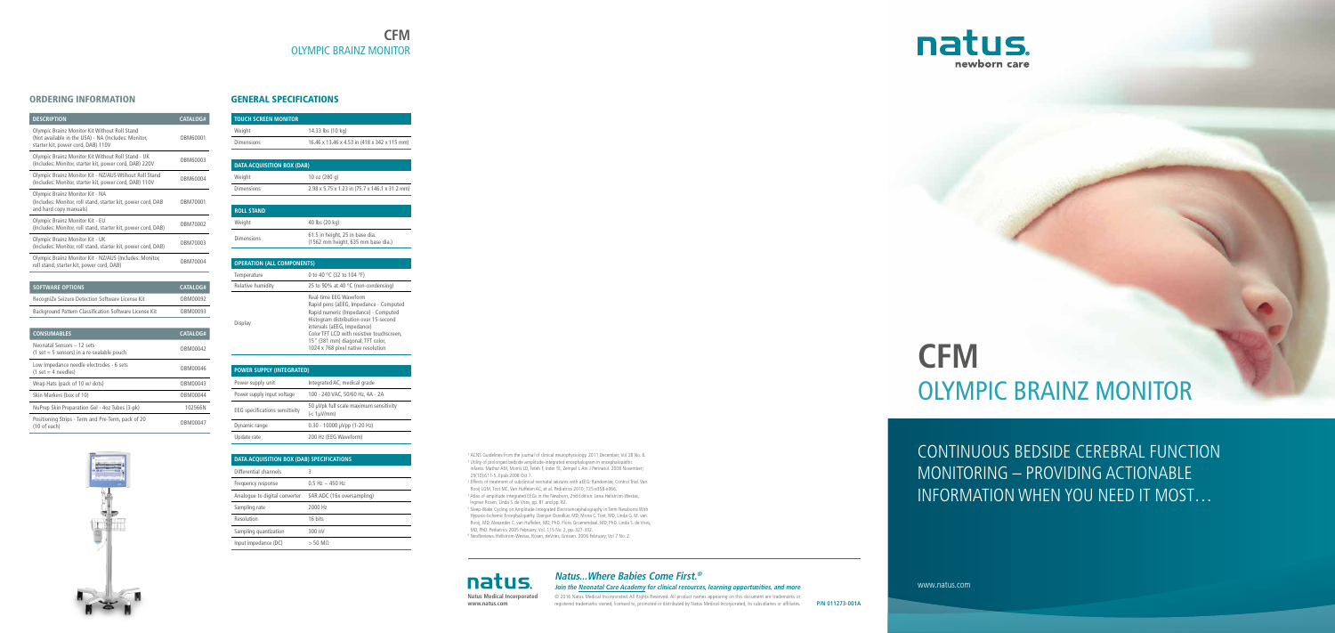# CFM
## OLYMPIC BRAINZ MONITOR

### ORDERING INFORMATION

| DESCRIPTION | CATALOG# |
|---|---|
| Olympic Brainz Monitor Kit Without Roll Stand (Not available in the USA) - NA (Includes: Monitor, starter kit, power cord, DAB) 110V | OBM60001 |
| Olympic Brainz Monitor Kit Without Roll Stand - UK (Includes: Monitor, starter kit, power cord, DAB) 220V | OBM60003 |
| Olympic Brainz Monitor Kit - NZ/AUS Without Roll Stand (Includes: Monitor, starter kit, power cord, DAB) 110V | OBM60004 |
| Olympic Brainz Monitor Kit - NA (Includes: Monitor, roll stand, starter kit, power cord, DAB and hard copy manuals) | OBM70001 |
| Olympic Brainz Monitor Kit - EU (Includes: Monitor, roll stand, starter kit, power cord, DAB) | OBM70002 |
| Olympic Brainz Monitor Kit - UK (Includes: Monitor, roll stand, starter kit, power cord, DAB) | OBM70003 |
| Olympic Brainz Monitor Kit - NZ/AUS (Includes: Monitor, roll stand, starter kit, power cord, DAB) | OBM70004 |

| SOFTWARE OPTIONS | CATALOG# |
|---|---|
| RecognIZe Seizure Detection Software License Kit | OBM00092 |
| Background Pattern Classification Software License Kit | OBM00093 |

| CONSUMABLES | CATALOG# |
|---|---|
| Neonatal Sensors – 12 sets (1 set = 5 sensors) in a re-sealable pouch | OBM00042 |
| Low Impedance needle electrodes - 6 sets (1 set = 4 needles) | OBM00046 |
| Wrap Hats (pack of 10 w/ dots) | OBM00043 |
| Skin Markers (box of 10) | OBM00044 |
| NuPrep Skin Preparation Gel - 4oz Tubes (3-pk) | 102566N |
| Positioning Strips - Term and Pre-Term, pack of 20 (10 of each) | OBM00047 |

### GENERAL SPECIFICATIONS

| TOUCH SCREEN MONITOR | |
|---|---|
| Weight | 14.33 lbs (10 kg) |
| Dimensions | 16.46 x 13.46 x 4.53 in (418 x 342 x 115 mm) |

| DATA ACQUISITION BOX (DAB) | |
|---|---|
| Weight | 10 oz (280 g) |
| Dimensions | 2.98 x 5.75 x 1.23 in (75.7 x 146.1 x 31.2 mm) |

| ROLL STAND | |
|---|---|
| Weight | 40 lbs (20 kg) |
| Dimensions | 61.5 in height, 25 in base dia. (1562 mm height, 635 mm base dia.) |

| OPERATION (ALL COMPONENTS) | |
|---|---|
| Temperature | 0 to 40 °C (32 to 104 °F) |
| Relative humidity | 25 to 90% at 40 °C (non-condensing) |
| Display | Real-time EEG Waveform<br>Rapid pens (aEEG, Impedance - Computed<br>Rapid numeric (Impedance) - Computed<br>Histogram distribution over 15-second intervals (aEEG, Impedance)<br>Color TFT LCD with resistive touchscreen, 15" (381 mm) diagonal, TFT color, 1024 x 768 pixel native resolution |

| POWER SUPPLY (INTEGRATED) | |
|---|---|
| Power supply unit | Integrated AC, medical grade |
| Power supply input voltage | 100 - 240 VAC, 50/60 Hz, 4A - 2A |
| EEG specifications sensitivity | 50 µVpk full scale maximum sensitivity (< 1µV/mm) |
| Dynamic range | 0.30 - 10000 µV/pp (1-20 Hz) |
| Update rate | 200 Hz (EEG Waveform) |

| DATA ACQUISITION BOX (DAB) SPECIFICATIONS | |
|---|---|
| Differential channels | 3 |
| Frequency response | 0.5 Hz – 450 Hz |
| Analogue to digital converter | SAR ADC (16x oversampling) |
| Sampling rate | 2000 Hz |
| Resolution | 16 bits |
| Sampling quantization | 300 nV |
| Input impedance (DC) | > 50 MΩ |

[1] ACNS Guidelines from the journal of clinical neurophysiology. 2011 December; Vol 28 No. 6.
[2] Utility of prolonged bedside amplitude-integrated encephalogram in encephalopathic infants. Mathur AM, Morris LD, Teteh F, Inder TE, Zempel J. Am J Perinatol. 2008 November; 25(10):611-5. Epub 2008 Oct 7.
[3] Effects of treatment of subclinical neonatal seizures with aEEG: Randomize, Control Trial. Van Rooij, LGM, Toet MC, Van Huffelen AC, et al. Pediatrics 2010; 125:e358-e366.
[4] Atlas of amplitude integrated EEGs in the Newborn, 2nd Edition. Lena Hellström-Westas, Ingmar Rosen, Linda S. de Vries, pp. 81 and pp. 82.
[5] Sleep-Wake Cycling on Amplitude-Integrated Electroencephalography in Term Newborns With Hypoxic-Ischemic Encephalopathy. Dampen Osredkar, MD; Mona C. Toet, MD; Linda G. M. van Rooij, MD; Alexander C. van Huffelen, MD, PhD; Floris Groenendaal, MD, PhD; Linda S. de Vries, MD, PhD. Pediatrics 2005 February; Vol. 115 No. 2; pp. 327-332.
[6] NeoReviews Hellstrom-Westas, Rosen, deVries, Greisen. 2006 February; Vol 7 No. 2.

# CFM
## OLYMPIC BRAINZ MONITOR

CONTINUOUS BEDSIDE CEREBRAL FUNCTION MONITORING – PROVIDING ACTIONABLE INFORMATION WHEN YOU NEED IT MOST…

natus. newborn care

***Natus...Where Babies Come First.®***

***Join the Neonatal Care Academy for clinical resources, learning opportunities, and more***

natus.
Natus Medical Incorporated
www.natus.com

© 2016 Natus Medical Incorporated. All Rights Reserved. All product names appearing on this document are trademarks or registered trademarks owned, licensed to, promoted or distributed by Natus Medical Incorporated, its subsidiaries or affiliates.

P/N 011273-001A

www.natus.com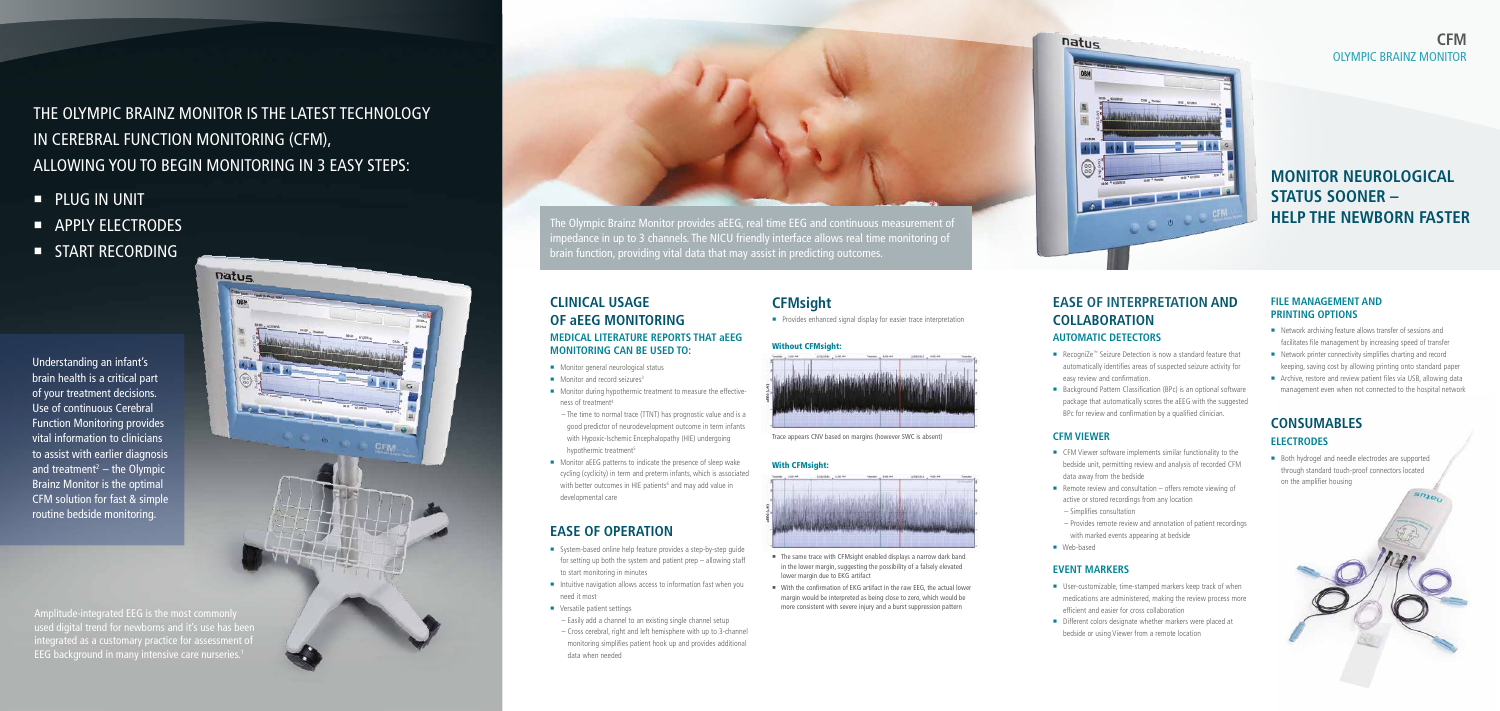# THE OLYMPIC BRAINZ MONITOR IS THE LATEST TECHNOLOGY IN CEREBRAL FUNCTION MONITORING (CFM), ALLOWING YOU TO BEGIN MONITORING IN 3 EASY STEPS:

- PLUG IN UNIT
- APPLY ELECTRODES
- START RECORDING

Understanding an infant's brain health is a critical part of your treatment decisions. Use of continuous Cerebral Function Monitoring provides vital information to clinicians to assist with earlier diagnosis and treatment[2] – the Olympic Brainz Monitor is the optimal CFM solution for fast & simple routine bedside monitoring.

Amplitude-integrated EEG is the most commonly used digital trend for newborns and it's use has been integrated as a customary practice for assessment of EEG background in many intensive care nurseries.[1]

The Olympic Brainz Monitor provides aEEG, real time EEG and continuous measurement of impedance in up to 3 channels. The NICU friendly interface allows real time monitoring of brain function, providing vital data that may assist in predicting outcomes.

**CFM**
OLYMPIC BRAINZ MONITOR

## MONITOR NEUROLOGICAL STATUS SOONER – HELP THE NEWBORN FASTER

## CLINICAL USAGE OF aEEG MONITORING

### MEDICAL LITERATURE REPORTS THAT aEEG MONITORING CAN BE USED TO:

- Monitor general neurological status
- Monitor and record seizures[3]
- Monitor during hypothermic treatment to measure the effectiveness of treatment[4]
  – The time to normal trace (TTNT) has prognostic value and is a good predictor of neurodevelopment outcome in term infants with Hypoxic-Ischemic Encephalopathy (HIE) undergoing hypothermic treatment[4]
- Monitor aEEG patterns to indicate the presence of sleep wake cycling (cyclicity) in term and preterm infants, which is associated with better outcomes in HIE patients[5] and may add value in developmental care

## EASE OF OPERATION

- System-based online help feature provides a step-by-step guide for setting up both the system and patient prep – allowing staff to start monitoring in minutes
- Intuitive navigation allows access to information fast when you need it most
- Versatile patient settings
  – Easily add a channel to an existing single channel setup
  – Cross cerebral, right and left hemisphere with up to 3-channel monitoring simplifies patient hook up and provides additional data when needed

## CFMsight

- Provides enhanced signal display for easier trace interpretation

**Without CFMsight:**

Trace appears CNV based on margins (however SWC is absent)

**With CFMsight:**

- The same trace with CFMsight enabled displays a narrow dark band in the lower margin, suggesting the possibility of a falsely elevated lower margin due to EKG artifact
- With the confirmation of EKG artifact in the raw EEG, the actual lower margin would be interpreted as being close to zero, which would be more consistent with severe injury and a burst suppression pattern

## EASE OF INTERPRETATION AND COLLABORATION

### AUTOMATIC DETECTORS

- RecognIZe™ Seizure Detection is now a standard feature that automatically identifies areas of suspected seizure activity for easy review and confirmation.
- Background Pattern Classification (BPc) is an optional software package that automatically scores the aEEG with the suggested BPc for review and confirmation by a qualified clinician.

### CFM VIEWER

- CFM Viewer software implements similar functionality to the bedside unit, permitting review and analysis of recorded CFM data away from the bedside
- Remote review and consultation – offers remote viewing of active or stored recordings from any location
  – Simplifies consultation
  – Provides remote review and annotation of patient recordings with marked events appearing at bedside
- Web-based

### EVENT MARKERS

- User-customizable, time-stamped markers keep track of when medications are administered, making the review process more efficient and easier for cross collaboration
- Different colors designate whether markers were placed at bedside or using Viewer from a remote location

### FILE MANAGEMENT AND PRINTING OPTIONS

- Network archiving feature allows transfer of sessions and facilitates file management by increasing speed of transfer
- Network printer connectivity simplifies charting and record keeping, saving cost by allowing printing onto standard paper
- Archive, restore and review patient files via USB, allowing data management even when not connected to the hospital network

## CONSUMABLES

### ELECTRODES

- Both hydrogel and needle electrodes are supported through standard touch-proof connectors located on the amplifier housing